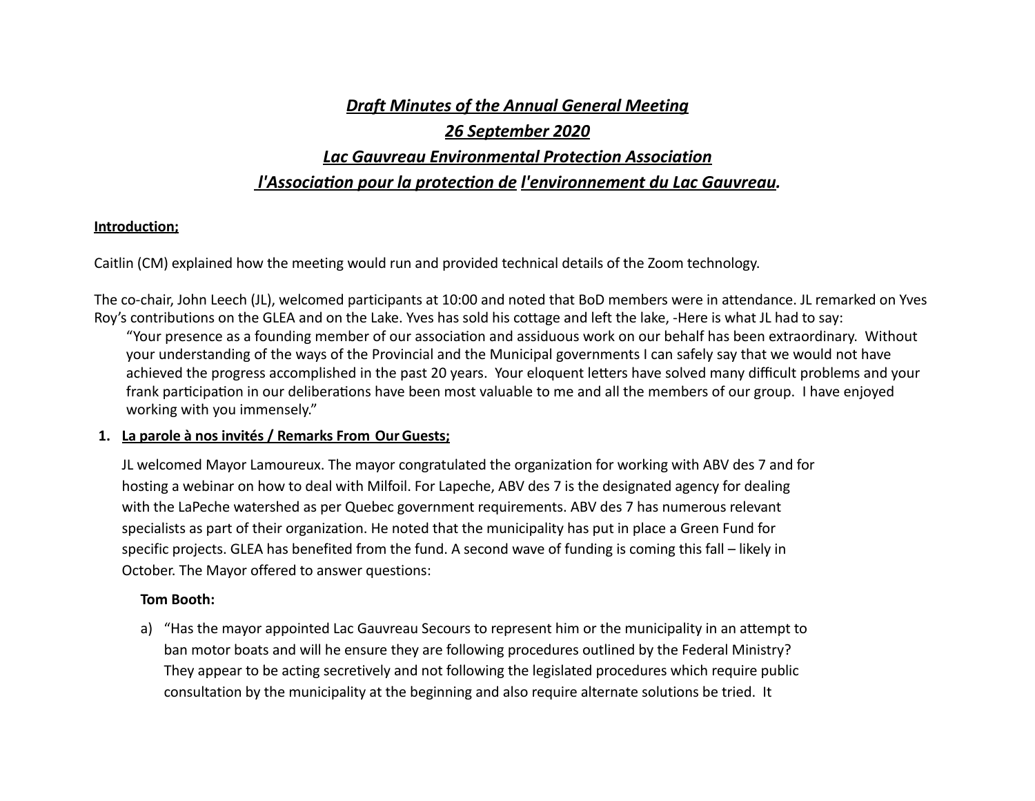# ***Draft Minutes of the Annual General Meeting***

## ***26 September 2020***

## ***Lac Gauvreau Environmental Protection Association***

## ***l'Association pour la protection de l'environnement du Lac Gauvreau.***

**Introduction;**

Caitlin (CM) explained how the meeting would run and provided technical details of the Zoom technology.

The co-chair, John Leech (JL), welcomed participants at 10:00 and noted that BoD members were in attendance. JL remarked on Yves Roy's contributions on the GLEA and on the Lake. Yves has sold his cottage and left the lake, -Here is what JL had to say:

> "Your presence as a founding member of our association and assiduous work on our behalf has been extraordinary. Without your understanding of the ways of the Provincial and the Municipal governments I can safely say that we would not have achieved the progress accomplished in the past 20 years. Your eloquent letters have solved many difficult problems and your frank participation in our deliberations have been most valuable to me and all the members of our group. I have enjoyed working with you immensely."

1. **La parole à nos invités / Remarks From Our Guests;**

   JL welcomed Mayor Lamoureux. The mayor congratulated the organization for working with ABV des 7 and for hosting a webinar on how to deal with Milfoil. For Lapeche, ABV des 7 is the designated agency for dealing with the LaPeche watershed as per Quebec government requirements. ABV des 7 has numerous relevant specialists as part of their organization. He noted that the municipality has put in place a Green Fund for specific projects. GLEA has benefited from the fund. A second wave of funding is coming this fall – likely in October. The Mayor offered to answer questions:

   **Tom Booth:**

   a) "Has the mayor appointed Lac Gauvreau Secours to represent him or the municipality in an attempt to ban motor boats and will he ensure they are following procedures outlined by the Federal Ministry? They appear to be acting secretively and not following the legislated procedures which require public consultation by the municipality at the beginning and also require alternate solutions be tried. It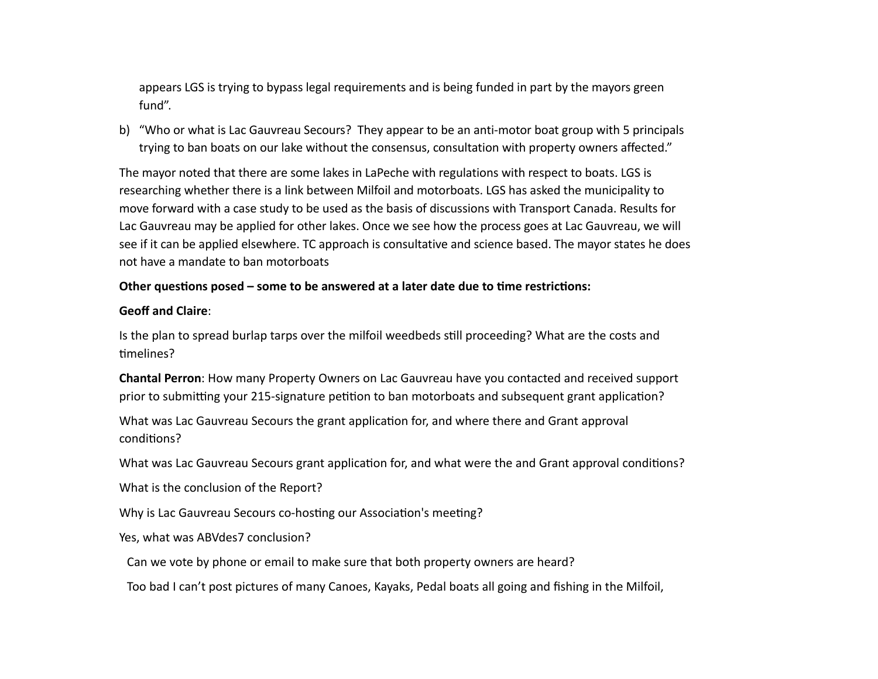appears LGS is trying to bypass legal requirements and is being funded in part by the mayors green fund".

b) "Who or what is Lac Gauvreau Secours? They appear to be an anti-motor boat group with 5 principals trying to ban boats on our lake without the consensus, consultation with property owners affected."

The mayor noted that there are some lakes in LaPeche with regulations with respect to boats. LGS is researching whether there is a link between Milfoil and motorboats. LGS has asked the municipality to move forward with a case study to be used as the basis of discussions with Transport Canada. Results for Lac Gauvreau may be applied for other lakes. Once we see how the process goes at Lac Gauvreau, we will see if it can be applied elsewhere. TC approach is consultative and science based. The mayor states he does not have a mandate to ban motorboats

**Other questions posed – some to be answered at a later date due to time restrictions:**

**Geoff and Claire**:

Is the plan to spread burlap tarps over the milfoil weedbeds still proceeding? What are the costs and timelines?

**Chantal Perron**: How many Property Owners on Lac Gauvreau have you contacted and received support prior to submitting your 215-signature petition to ban motorboats and subsequent grant application?

What was Lac Gauvreau Secours the grant application for, and where there and Grant approval conditions?

What was Lac Gauvreau Secours grant application for, and what were the and Grant approval conditions?

What is the conclusion of the Report?

Why is Lac Gauvreau Secours co-hosting our Association's meeting?

Yes, what was ABVdes7 conclusion?

Can we vote by phone or email to make sure that both property owners are heard?

Too bad I can't post pictures of many Canoes, Kayaks, Pedal boats all going and fishing in the Milfoil,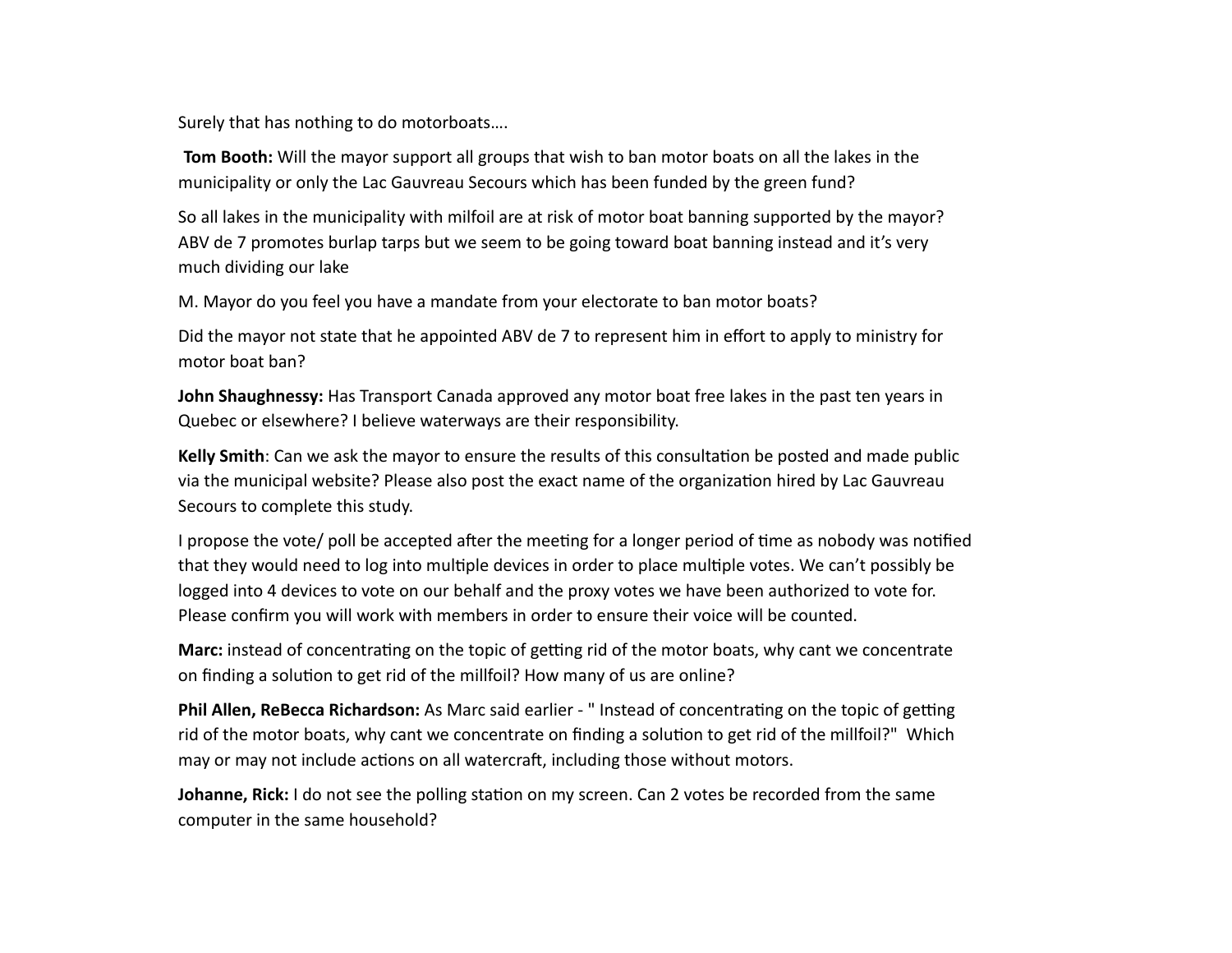Surely that has nothing to do motorboats….

**Tom Booth:** Will the mayor support all groups that wish to ban motor boats on all the lakes in the municipality or only the Lac Gauvreau Secours which has been funded by the green fund?

So all lakes in the municipality with milfoil are at risk of motor boat banning supported by the mayor? ABV de 7 promotes burlap tarps but we seem to be going toward boat banning instead and it's very much dividing our lake

M. Mayor do you feel you have a mandate from your electorate to ban motor boats?

Did the mayor not state that he appointed ABV de 7 to represent him in effort to apply to ministry for motor boat ban?

**John Shaughnessy:** Has Transport Canada approved any motor boat free lakes in the past ten years in Quebec or elsewhere? I believe waterways are their responsibility.

**Kelly Smith**: Can we ask the mayor to ensure the results of this consultation be posted and made public via the municipal website? Please also post the exact name of the organization hired by Lac Gauvreau Secours to complete this study.

I propose the vote/ poll be accepted after the meeting for a longer period of time as nobody was notified that they would need to log into multiple devices in order to place multiple votes. We can't possibly be logged into 4 devices to vote on our behalf and the proxy votes we have been authorized to vote for. Please confirm you will work with members in order to ensure their voice will be counted.

**Marc:** instead of concentrating on the topic of getting rid of the motor boats, why cant we concentrate on finding a solution to get rid of the millfoil? How many of us are online?

**Phil Allen, ReBecca Richardson:** As Marc said earlier - " Instead of concentrating on the topic of getting rid of the motor boats, why cant we concentrate on finding a solution to get rid of the millfoil?" Which may or may not include actions on all watercraft, including those without motors.

**Johanne, Rick:** I do not see the polling station on my screen. Can 2 votes be recorded from the same computer in the same household?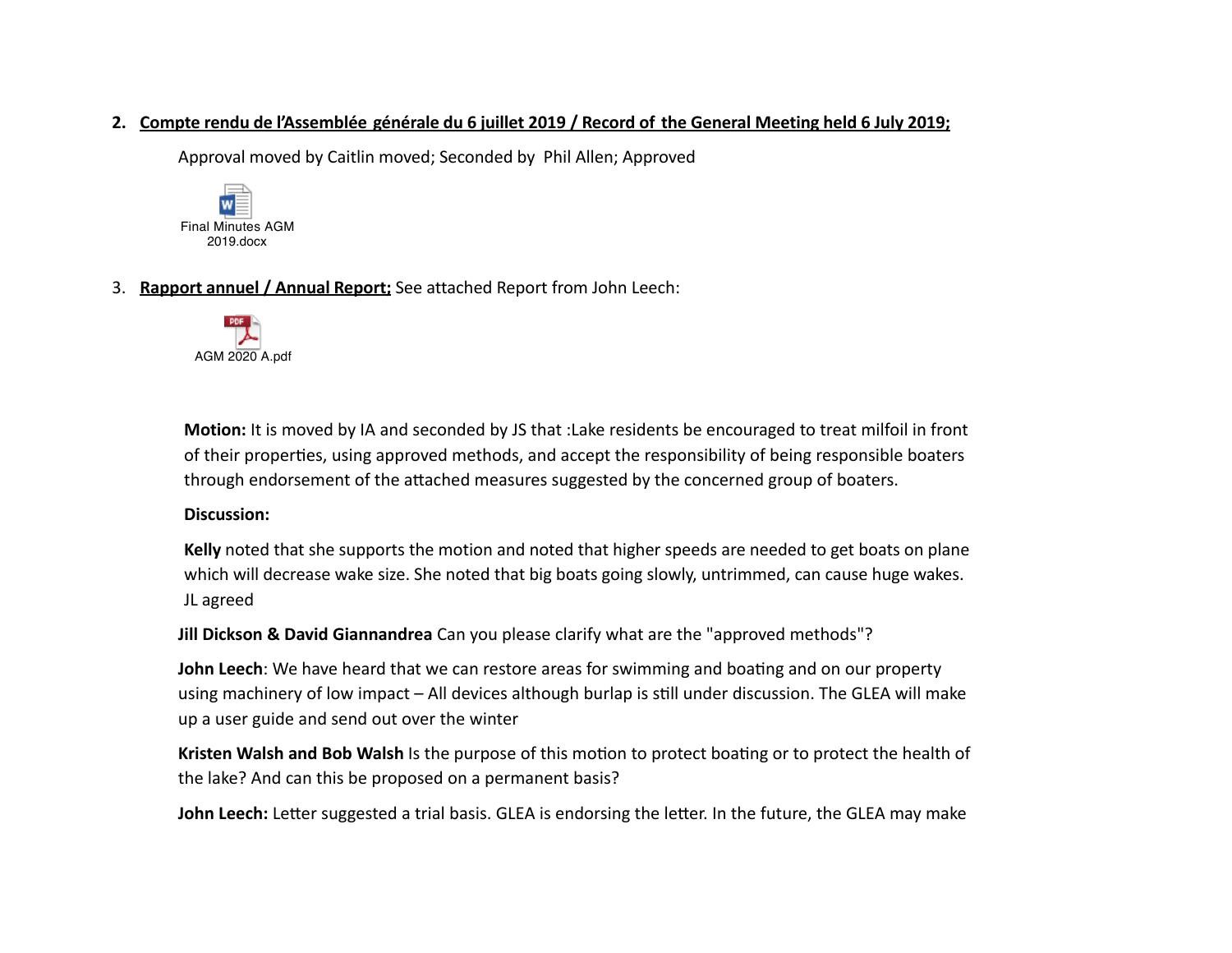2. **Compte rendu de l'Assemblée générale du 6 juillet 2019 / Record of the General Meeting held 6 July 2019;**

   Approval moved by Caitlin moved; Seconded by Phil Allen; Approved

   Final Minutes AGM 2019.docx

3. **Rapport annuel / Annual Report;** See attached Report from John Leech:

   AGM 2020 A.pdf

   **Motion:** It is moved by IA and seconded by JS that :Lake residents be encouraged to treat milfoil in front of their properties, using approved methods, and accept the responsibility of being responsible boaters through endorsement of the attached measures suggested by the concerned group of boaters.

   **Discussion:**

   **Kelly** noted that she supports the motion and noted that higher speeds are needed to get boats on plane which will decrease wake size. She noted that big boats going slowly, untrimmed, can cause huge wakes. JL agreed

   **Jill Dickson & David Giannandrea** Can you please clarify what are the "approved methods"?

   **John Leech**: We have heard that we can restore areas for swimming and boating and on our property using machinery of low impact – All devices although burlap is still under discussion. The GLEA will make up a user guide and send out over the winter

   **Kristen Walsh and Bob Walsh** Is the purpose of this motion to protect boating or to protect the health of the lake? And can this be proposed on a permanent basis?

   **John Leech:** Letter suggested a trial basis. GLEA is endorsing the letter. In the future, the GLEA may make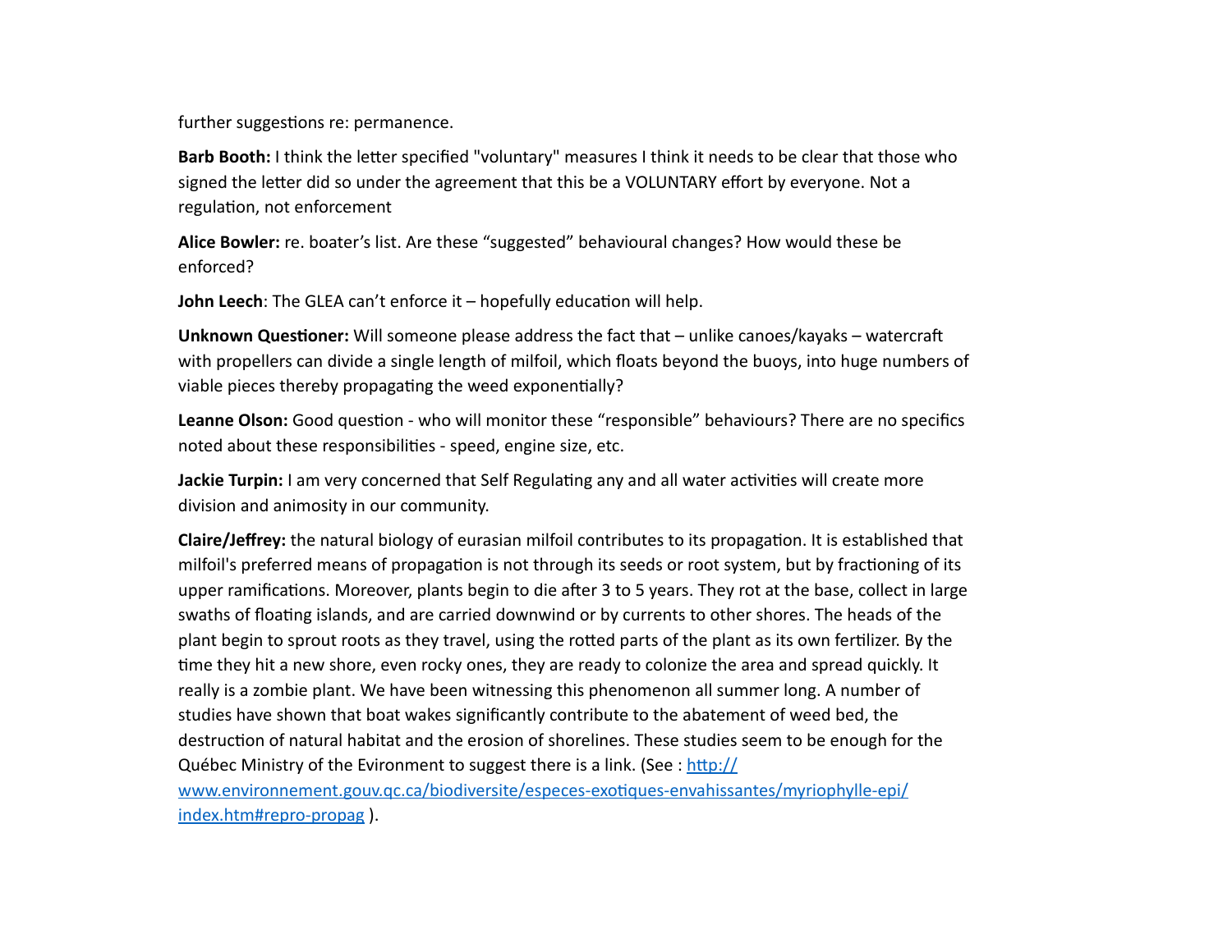further suggestions re: permanence.

**Barb Booth:** I think the letter specified "voluntary" measures I think it needs to be clear that those who signed the letter did so under the agreement that this be a VOLUNTARY effort by everyone. Not a regulation, not enforcement

**Alice Bowler:** re. boater's list. Are these "suggested" behavioural changes? How would these be enforced?

**John Leech**: The GLEA can't enforce it – hopefully education will help.

**Unknown Questioner:** Will someone please address the fact that – unlike canoes/kayaks – watercraft with propellers can divide a single length of milfoil, which floats beyond the buoys, into huge numbers of viable pieces thereby propagating the weed exponentially?

**Leanne Olson:** Good question - who will monitor these "responsible" behaviours? There are no specifics noted about these responsibilities - speed, engine size, etc.

**Jackie Turpin:** I am very concerned that Self Regulating any and all water activities will create more division and animosity in our community.

**Claire/Jeffrey:** the natural biology of eurasian milfoil contributes to its propagation. It is established that milfoil's preferred means of propagation is not through its seeds or root system, but by fractioning of its upper ramifications. Moreover, plants begin to die after 3 to 5 years. They rot at the base, collect in large swaths of floating islands, and are carried downwind or by currents to other shores. The heads of the plant begin to sprout roots as they travel, using the rotted parts of the plant as its own fertilizer. By the time they hit a new shore, even rocky ones, they are ready to colonize the area and spread quickly. It really is a zombie plant. We have been witnessing this phenomenon all summer long. A number of studies have shown that boat wakes significantly contribute to the abatement of weed bed, the destruction of natural habitat and the erosion of shorelines. These studies seem to be enough for the Québec Ministry of the Evironment to suggest there is a link. (See : [http://www.environnement.gouv.qc.ca/biodiversite/especes-exotiques-envahissantes/myriophylle-epi/index.htm#repro-propag](http://www.environnement.gouv.qc.ca/biodiversite/especes-exotiques-envahissantes/myriophylle-epi/index.htm#repro-propag) ).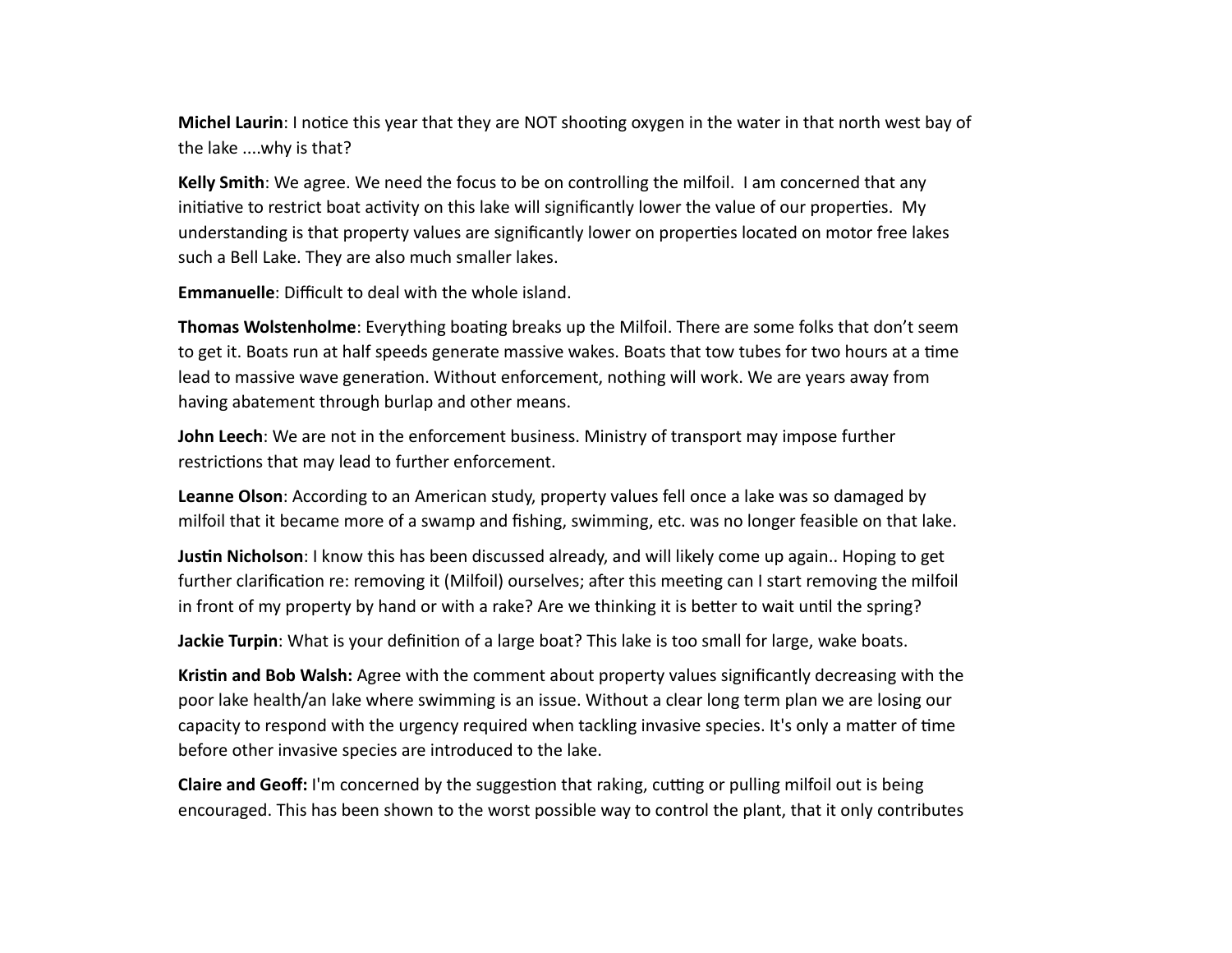**Michel Laurin**: I notice this year that they are NOT shooting oxygen in the water in that north west bay of the lake ....why is that?

**Kelly Smith**: We agree. We need the focus to be on controlling the milfoil. I am concerned that any initiative to restrict boat activity on this lake will significantly lower the value of our properties. My understanding is that property values are significantly lower on properties located on motor free lakes such a Bell Lake. They are also much smaller lakes.

**Emmanuelle**: Difficult to deal with the whole island.

**Thomas Wolstenholme**: Everything boating breaks up the Milfoil. There are some folks that don't seem to get it. Boats run at half speeds generate massive wakes. Boats that tow tubes for two hours at a time lead to massive wave generation. Without enforcement, nothing will work. We are years away from having abatement through burlap and other means.

**John Leech**: We are not in the enforcement business. Ministry of transport may impose further restrictions that may lead to further enforcement.

**Leanne Olson**: According to an American study, property values fell once a lake was so damaged by milfoil that it became more of a swamp and fishing, swimming, etc. was no longer feasible on that lake.

**Justin Nicholson**: I know this has been discussed already, and will likely come up again.. Hoping to get further clarification re: removing it (Milfoil) ourselves; after this meeting can I start removing the milfoil in front of my property by hand or with a rake? Are we thinking it is better to wait until the spring?

**Jackie Turpin**: What is your definition of a large boat? This lake is too small for large, wake boats.

**Kristin and Bob Walsh:** Agree with the comment about property values significantly decreasing with the poor lake health/an lake where swimming is an issue. Without a clear long term plan we are losing our capacity to respond with the urgency required when tackling invasive species. It's only a matter of time before other invasive species are introduced to the lake.

**Claire and Geoff:** I'm concerned by the suggestion that raking, cutting or pulling milfoil out is being encouraged. This has been shown to the worst possible way to control the plant, that it only contributes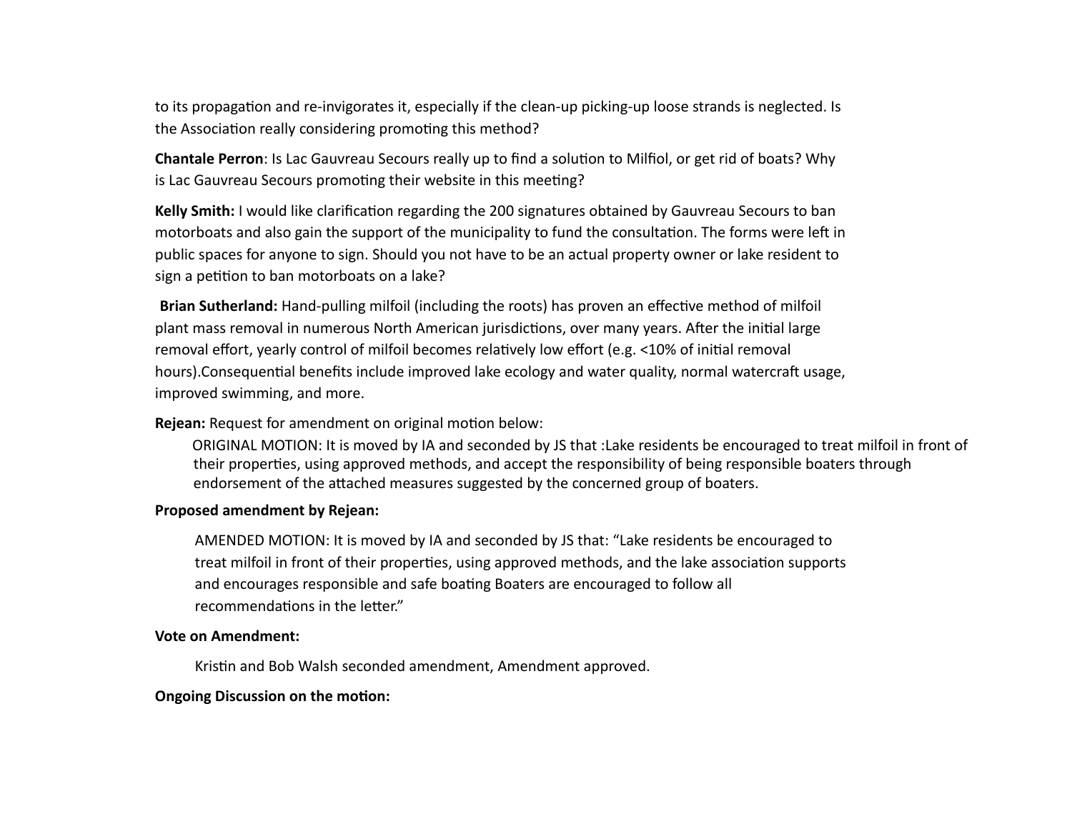to its propagation and re-invigorates it, especially if the clean-up picking-up loose strands is neglected. Is the Association really considering promoting this method?

**Chantale Perron**: Is Lac Gauvreau Secours really up to find a solution to Milfiol, or get rid of boats? Why is Lac Gauvreau Secours promoting their website in this meeting?

**Kelly Smith:** I would like clarification regarding the 200 signatures obtained by Gauvreau Secours to ban motorboats and also gain the support of the municipality to fund the consultation. The forms were left in public spaces for anyone to sign. Should you not have to be an actual property owner or lake resident to sign a petition to ban motorboats on a lake?

**Brian Sutherland:** Hand-pulling milfoil (including the roots) has proven an effective method of milfoil plant mass removal in numerous North American jurisdictions, over many years. After the initial large removal effort, yearly control of milfoil becomes relatively low effort (e.g. <10% of initial removal hours).Consequential benefits include improved lake ecology and water quality, normal watercraft usage, improved swimming, and more.

**Rejean:** Request for amendment on original motion below:

> ORIGINAL MOTION: It is moved by IA and seconded by JS that :Lake residents be encouraged to treat milfoil in front of their properties, using approved methods, and accept the responsibility of being responsible boaters through endorsement of the attached measures suggested by the concerned group of boaters.

**Proposed amendment by Rejean:**

> AMENDED MOTION: It is moved by IA and seconded by JS that: "Lake residents be encouraged to treat milfoil in front of their properties, using approved methods, and the lake association supports and encourages responsible and safe boating Boaters are encouraged to follow all recommendations in the letter."

**Vote on Amendment:**

> Kristin and Bob Walsh seconded amendment, Amendment approved.

**Ongoing Discussion on the motion:**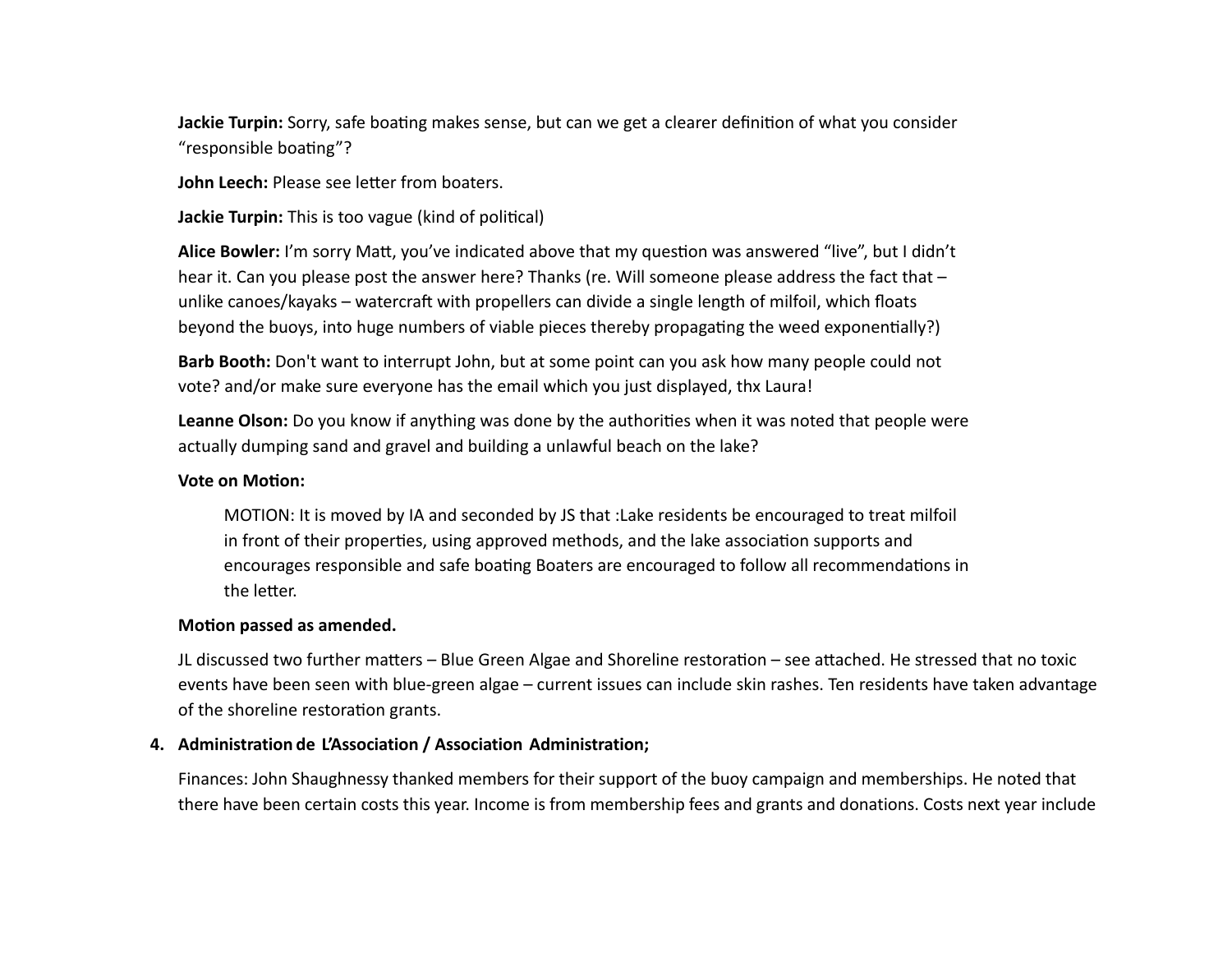**Jackie Turpin:** Sorry, safe boating makes sense, but can we get a clearer definition of what you consider "responsible boating"?

**John Leech:** Please see letter from boaters.

**Jackie Turpin:** This is too vague (kind of political)

**Alice Bowler:** I'm sorry Matt, you've indicated above that my question was answered "live", but I didn't hear it. Can you please post the answer here? Thanks (re. Will someone please address the fact that – unlike canoes/kayaks – watercraft with propellers can divide a single length of milfoil, which floats beyond the buoys, into huge numbers of viable pieces thereby propagating the weed exponentially?)

**Barb Booth:** Don't want to interrupt John, but at some point can you ask how many people could not vote? and/or make sure everyone has the email which you just displayed, thx Laura!

**Leanne Olson:** Do you know if anything was done by the authorities when it was noted that people were actually dumping sand and gravel and building a unlawful beach on the lake?

**Vote on Motion:**

> MOTION: It is moved by IA and seconded by JS that :Lake residents be encouraged to treat milfoil in front of their properties, using approved methods, and the lake association supports and encourages responsible and safe boating Boaters are encouraged to follow all recommendations in the letter.

**Motion passed as amended.**

JL discussed two further matters – Blue Green Algae and Shoreline restoration – see attached. He stressed that no toxic events have been seen with blue-green algae – current issues can include skin rashes. Ten residents have taken advantage of the shoreline restoration grants.

4. **Administration de L'Association / Association Administration;**

Finances: John Shaughnessy thanked members for their support of the buoy campaign and memberships. He noted that there have been certain costs this year. Income is from membership fees and grants and donations. Costs next year include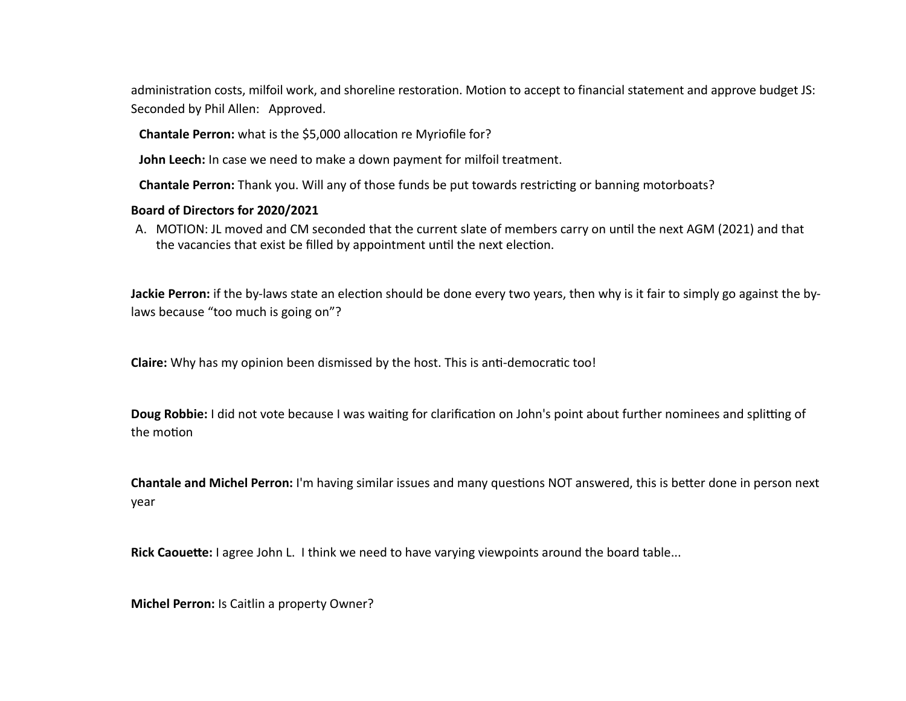administration costs, milfoil work, and shoreline restoration. Motion to accept to financial statement and approve budget JS: Seconded by Phil Allen: Approved.

**Chantale Perron:** what is the $5,000 allocation re Myriofile for?

**John Leech:** In case we need to make a down payment for milfoil treatment.

**Chantale Perron:** Thank you. Will any of those funds be put towards restricting or banning motorboats?

**Board of Directors for 2020/2021**

A. MOTION: JL moved and CM seconded that the current slate of members carry on until the next AGM (2021) and that the vacancies that exist be filled by appointment until the next election.

**Jackie Perron:** if the by-laws state an election should be done every two years, then why is it fair to simply go against the by-laws because "too much is going on"?

**Claire:** Why has my opinion been dismissed by the host. This is anti-democratic too!

**Doug Robbie:** I did not vote because I was waiting for clarification on John's point about further nominees and splitting of the motion

**Chantale and Michel Perron:** I'm having similar issues and many questions NOT answered, this is better done in person next year

**Rick Caouette:** I agree John L. I think we need to have varying viewpoints around the board table...

**Michel Perron:** Is Caitlin a property Owner?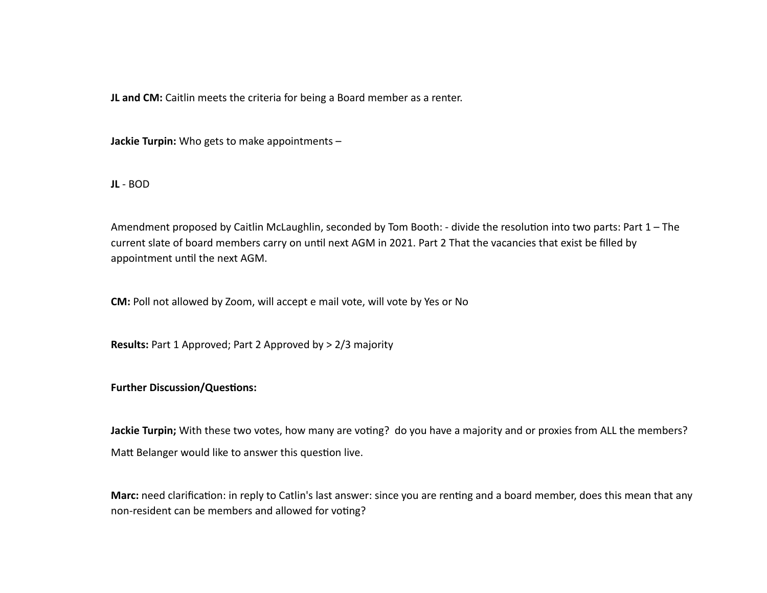**JL and CM:** Caitlin meets the criteria for being a Board member as a renter.

**Jackie Turpin:** Who gets to make appointments –

**JL** - BOD

Amendment proposed by Caitlin McLaughlin, seconded by Tom Booth: - divide the resolution into two parts: Part 1 – The current slate of board members carry on until next AGM in 2021. Part 2 That the vacancies that exist be filled by appointment until the next AGM.

**CM:** Poll not allowed by Zoom, will accept e mail vote, will vote by Yes or No

**Results:** Part 1 Approved; Part 2 Approved by > 2/3 majority

**Further Discussion/Questions:**

**Jackie Turpin;** With these two votes, how many are voting? do you have a majority and or proxies from ALL the members?
Matt Belanger would like to answer this question live.

**Marc:** need clarification: in reply to Catlin's last answer: since you are renting and a board member, does this mean that any non-resident can be members and allowed for voting?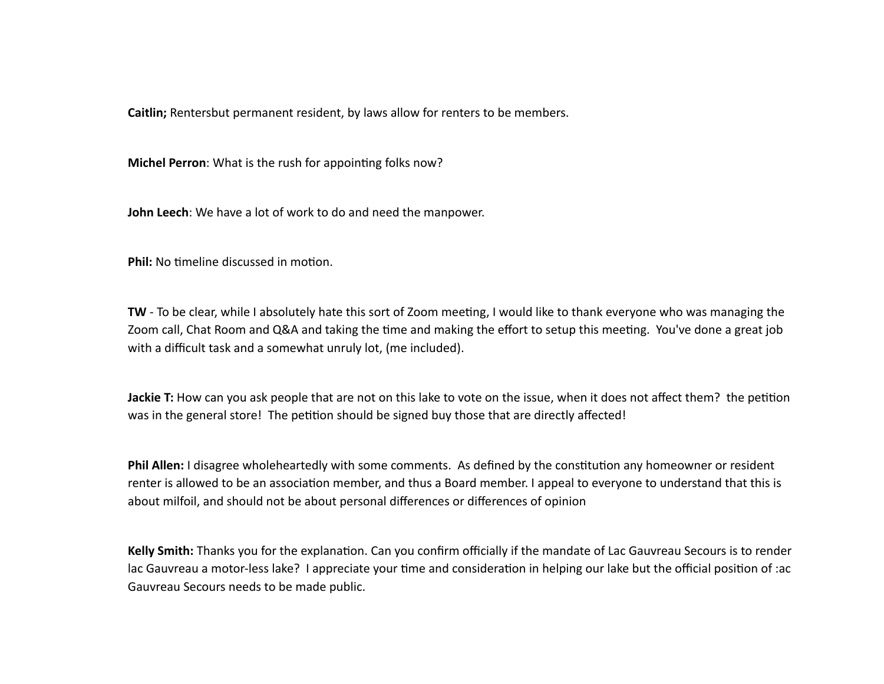**Caitlin;** Rentersbut permanent resident, by laws allow for renters to be members.

**Michel Perron**: What is the rush for appointing folks now?

**John Leech**: We have a lot of work to do and need the manpower.

**Phil:** No timeline discussed in motion.

**TW** - To be clear, while I absolutely hate this sort of Zoom meeting, I would like to thank everyone who was managing the Zoom call, Chat Room and Q&A and taking the time and making the effort to setup this meeting. You've done a great job with a difficult task and a somewhat unruly lot, (me included).

**Jackie T:** How can you ask people that are not on this lake to vote on the issue, when it does not affect them? the petition was in the general store! The petition should be signed buy those that are directly affected!

**Phil Allen:** I disagree wholeheartedly with some comments. As defined by the constitution any homeowner or resident renter is allowed to be an association member, and thus a Board member. I appeal to everyone to understand that this is about milfoil, and should not be about personal differences or differences of opinion

**Kelly Smith:** Thanks you for the explanation. Can you confirm officially if the mandate of Lac Gauvreau Secours is to render lac Gauvreau a motor-less lake? I appreciate your time and consideration in helping our lake but the official position of :ac Gauvreau Secours needs to be made public.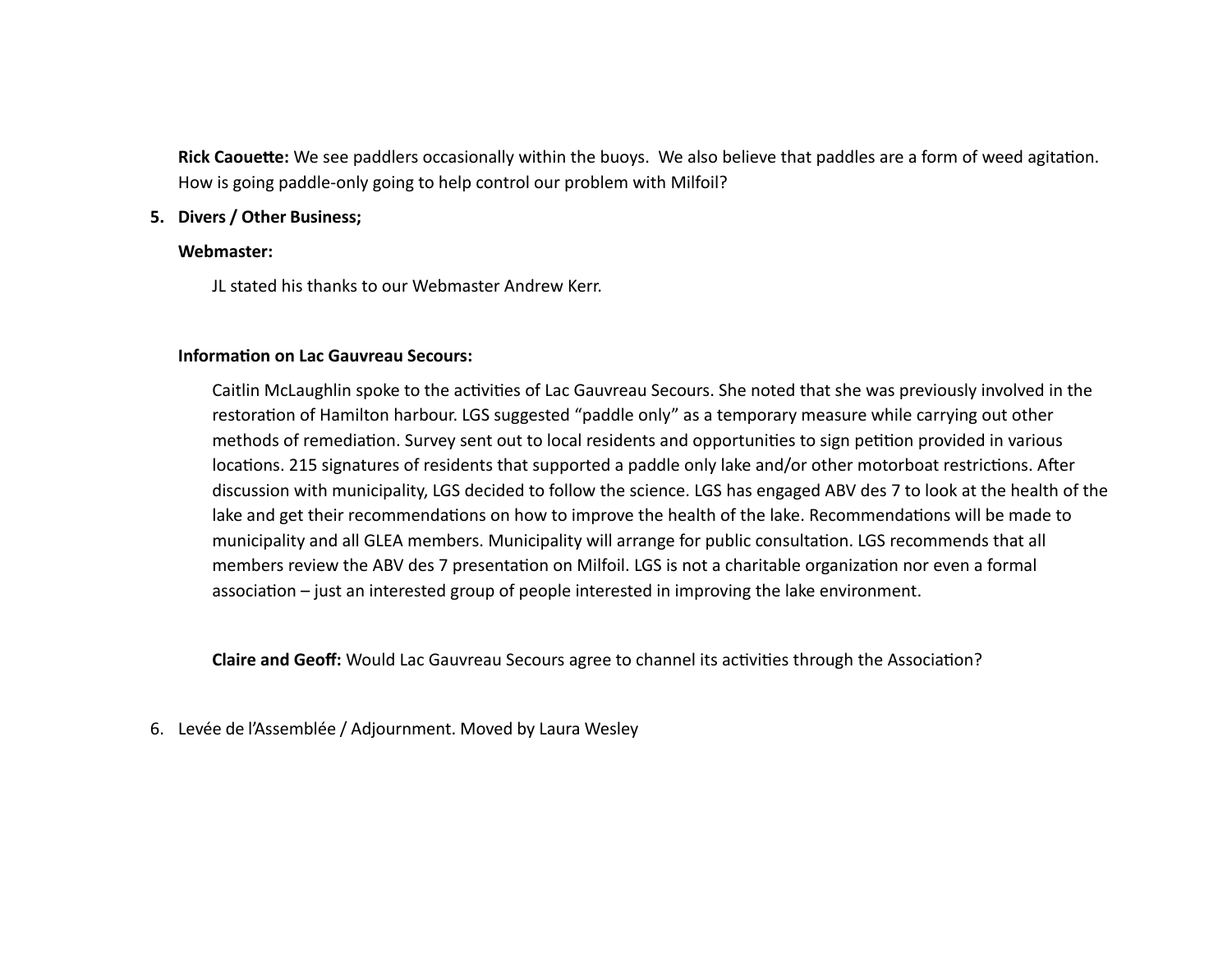**Rick Caouette:** We see paddlers occasionally within the buoys. We also believe that paddles are a form of weed agitation. How is going paddle-only going to help control our problem with Milfoil?

5. **Divers / Other Business;**

   **Webmaster:**

   JL stated his thanks to our Webmaster Andrew Kerr.

   **Information on Lac Gauvreau Secours:**

   Caitlin McLaughlin spoke to the activities of Lac Gauvreau Secours. She noted that she was previously involved in the restoration of Hamilton harbour. LGS suggested "paddle only" as a temporary measure while carrying out other methods of remediation. Survey sent out to local residents and opportunities to sign petition provided in various locations. 215 signatures of residents that supported a paddle only lake and/or other motorboat restrictions. After discussion with municipality, LGS decided to follow the science. LGS has engaged ABV des 7 to look at the health of the lake and get their recommendations on how to improve the health of the lake. Recommendations will be made to municipality and all GLEA members. Municipality will arrange for public consultation. LGS recommends that all members review the ABV des 7 presentation on Milfoil. LGS is not a charitable organization nor even a formal association – just an interested group of people interested in improving the lake environment.

   **Claire and Geoff:** Would Lac Gauvreau Secours agree to channel its activities through the Association?

6. Levée de l'Assemblée / Adjournment. Moved by Laura Wesley